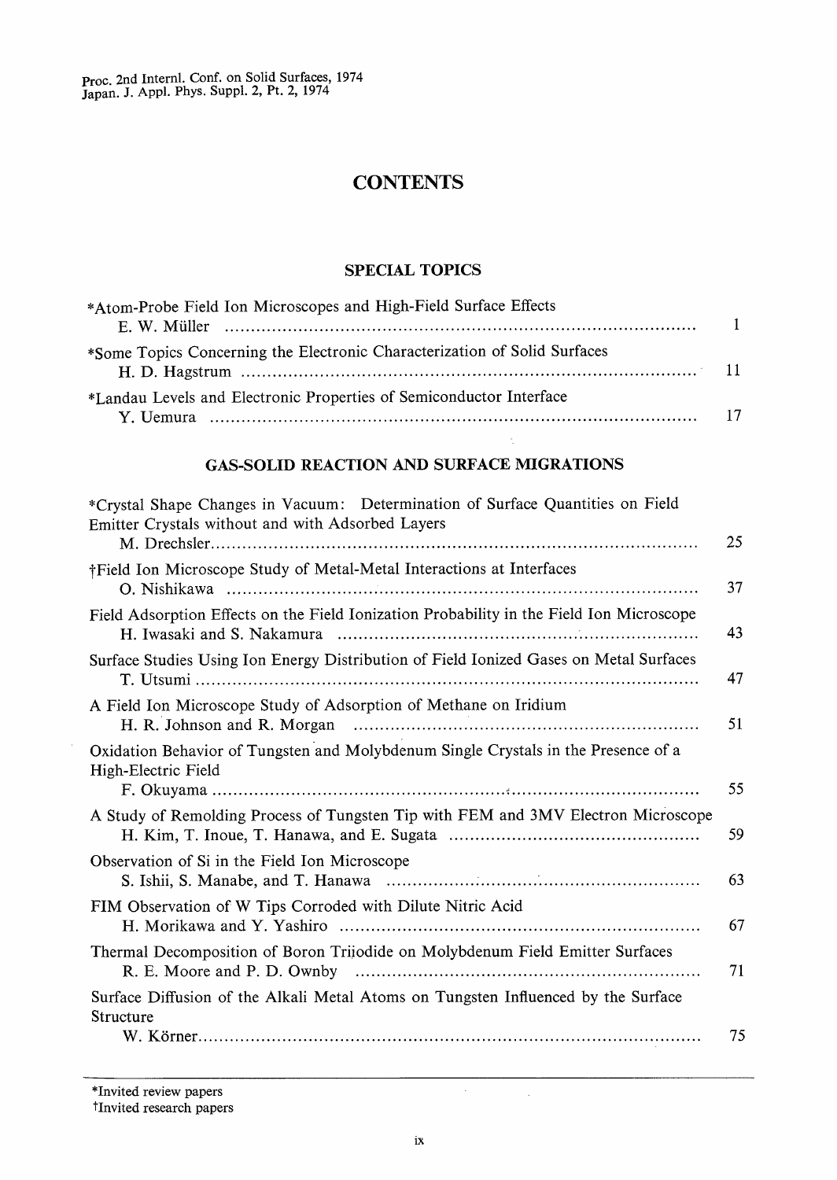Proc. 2nd Internl. Conf. on Solid Surfaces, 1974
Japan. J. Appl. Phys. Suppl. 2, Pt. 2, 1974

# CONTENTS

## SPECIAL TOPICS

*Atom-Probe Field Ion Microscopes and High-Field Surface Effects
E. W. Müller ........ 1

*Some Topics Concerning the Electronic Characterization of Solid Surfaces
H. D. Hagstrum ........ 11

*Landau Levels and Electronic Properties of Semiconductor Interface
Y. Uemura ........ 17

## GAS-SOLID REACTION AND SURFACE MIGRATIONS

*Crystal Shape Changes in Vacuum: Determination of Surface Quantities on Field Emitter Crystals without and with Adsorbed Layers
M. Drechsler ........ 25

†Field Ion Microscope Study of Metal-Metal Interactions at Interfaces
O. Nishikawa ........ 37

Field Adsorption Effects on the Field Ionization Probability in the Field Ion Microscope
H. Iwasaki and S. Nakamura ........ 43

Surface Studies Using Ion Energy Distribution of Field Ionized Gases on Metal Surfaces
T. Utsumi ........ 47

A Field Ion Microscope Study of Adsorption of Methane on Iridium
H. R. Johnson and R. Morgan ........ 51

Oxidation Behavior of Tungsten and Molybdenum Single Crystals in the Presence of a High-Electric Field
F. Okuyama ........ 55

A Study of Remolding Process of Tungsten Tip with FEM and 3MV Electron Microscope
H. Kim, T. Inoue, T. Hanawa, and E. Sugata ........ 59

Observation of Si in the Field Ion Microscope
S. Ishii, S. Manabe, and T. Hanawa ........ 63

FIM Observation of W Tips Corroded with Dilute Nitric Acid
H. Morikawa and Y. Yashiro ........ 67

Thermal Decomposition of Boron Triiodide on Molybdenum Field Emitter Surfaces
R. E. Moore and P. D. Ownby ........ 71

Surface Diffusion of the Alkali Metal Atoms on Tungsten Influenced by the Surface Structure
W. Körner ........ 75

---

*Invited review papers
†Invited research papers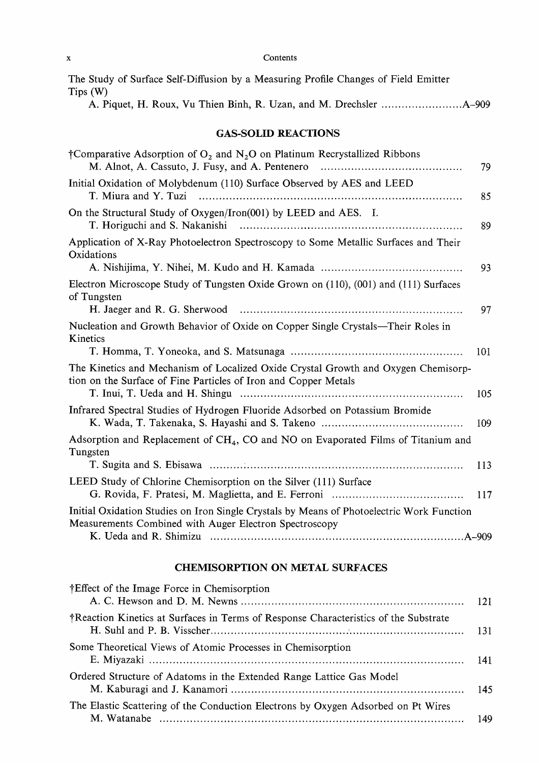The Study of Surface Self-Diffusion by a Measuring Profile Changes of Field Emitter Tips (W)
A. Piquet, H. Roux, Vu Thien Binh, R. Uzan, and M. Drechsler ........................ A-909

## GAS-SOLID REACTIONS

†Comparative Adsorption of $O_2$ and $N_2O$ on Platinum Recrystallized Ribbons
M. Alnot, A. Cassuto, J. Fusy, and A. Pentenero ........................................ 79

Initial Oxidation of Molybdenum (110) Surface Observed by AES and LEED
T. Miura and Y. Tuzi ........................................................................ 85

On the Structural Study of Oxygen/Iron(001) by LEED and AES. I.
T. Horiguchi and S. Nakanishi ........................................................ 89

Application of X-Ray Photoelectron Spectroscopy to Some Metallic Surfaces and Their Oxidations
A. Nishijima, Y. Nihei, M. Kudo and H. Kamada ........................................ 93

Electron Microscope Study of Tungsten Oxide Grown on (110), (001) and (111) Surfaces of Tungsten
H. Jaeger and R. G. Sherwood ........................................................ 97

Nucleation and Growth Behavior of Oxide on Copper Single Crystals—Their Roles in Kinetics
T. Homma, T. Yoneoka, and S. Matsunaga ................................................ 101

The Kinetics and Mechanism of Localized Oxide Crystal Growth and Oxygen Chemisorption on the Surface of Fine Particles of Iron and Copper Metals
T. Inui, T. Ueda and H. Shingu ........................................................ 105

Infrared Spectral Studies of Hydrogen Fluoride Adsorbed on Potassium Bromide
K. Wada, T. Takenaka, S. Hayashi and S. Takeno ........................................ 109

Adsorption and Replacement of $CH_4$, CO and NO on Evaporated Films of Titanium and Tungsten
T. Sugita and S. Ebisawa ........................................................ 113

LEED Study of Chlorine Chemisorption on the Silver (111) Surface
G. Rovida, F. Pratesi, M. Maglietta, and E. Ferroni ........................................ 117

Initial Oxidation Studies on Iron Single Crystals by Means of Photoelectric Work Function Measurements Combined with Auger Electron Spectroscopy
K. Ueda and R. Shimizu ........................................................ A-909

## CHEMISORPTION ON METAL SURFACES

†Effect of the Image Force in Chemisorption
A. C. Hewson and D. M. Newns ........................................................ 121

†Reaction Kinetics at Surfaces in Terms of Response Characteristics of the Substrate
H. Suhl and P. B. Visscher ........................................................ 131

Some Theoretical Views of Atomic Processes in Chemisorption
E. Miyazaki ........................................................ 141

Ordered Structure of Adatoms in the Extended Range Lattice Gas Model
M. Kaburagi and J. Kanamori ........................................................ 145

The Elastic Scattering of the Conduction Electrons by Oxygen Adsorbed on Pt Wires
M. Watanabe ........................................................ 149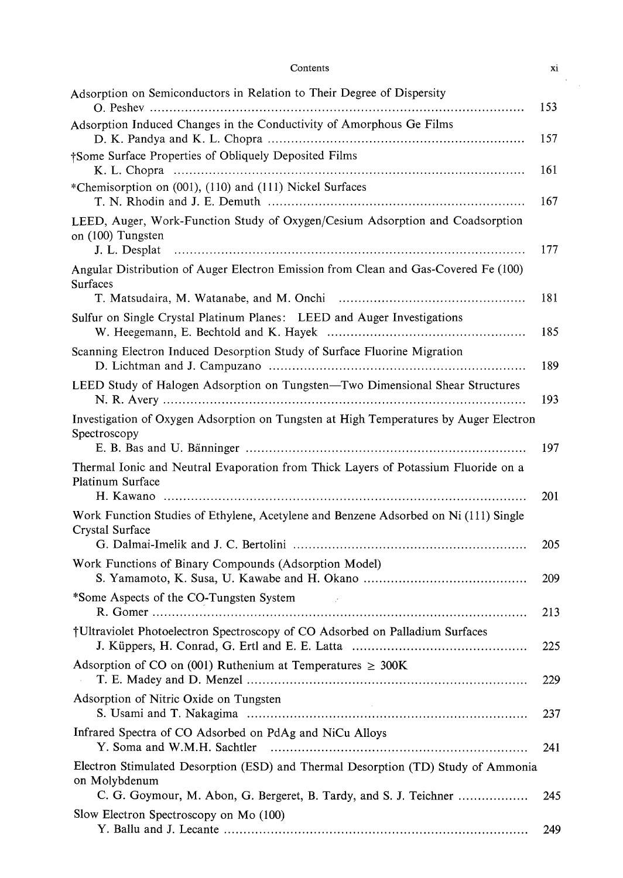Adsorption on Semiconductors in Relation to Their Degree of Dispersity
O. Peshev ..... 153

Adsorption Induced Changes in the Conductivity of Amorphous Ge Films
D. K. Pandya and K. L. Chopra ..... 157

†Some Surface Properties of Obliquely Deposited Films
K. L. Chopra ..... 161

*Chemisorption on (001), (110) and (111) Nickel Surfaces
T. N. Rhodin and J. E. Demuth ..... 167

LEED, Auger, Work-Function Study of Oxygen/Cesium Adsorption and Coadsorption on (100) Tungsten
J. L. Desplat ..... 177

Angular Distribution of Auger Electron Emission from Clean and Gas-Covered Fe (100) Surfaces
T. Matsudaira, M. Watanabe, and M. Onchi ..... 181

Sulfur on Single Crystal Platinum Planes: LEED and Auger Investigations
W. Heegemann, E. Bechtold and K. Hayek ..... 185

Scanning Electron Induced Desorption Study of Surface Fluorine Migration
D. Lichtman and J. Campuzano ..... 189

LEED Study of Halogen Adsorption on Tungsten—Two Dimensional Shear Structures
N. R. Avery ..... 193

Investigation of Oxygen Adsorption on Tungsten at High Temperatures by Auger Electron Spectroscopy
E. B. Bas and U. Bänninger ..... 197

Thermal Ionic and Neutral Evaporation from Thick Layers of Potassium Fluoride on a Platinum Surface
H. Kawano ..... 201

Work Function Studies of Ethylene, Acetylene and Benzene Adsorbed on Ni (111) Single Crystal Surface
G. Dalmai-Imelik and J. C. Bertolini ..... 205

Work Functions of Binary Compounds (Adsorption Model)
S. Yamamoto, K. Susa, U. Kawabe and H. Okano ..... 209

*Some Aspects of the CO-Tungsten System
R. Gomer ..... 213

†Ultraviolet Photoelectron Spectroscopy of CO Adsorbed on Palladium Surfaces
J. Küppers, H. Conrad, G. Ertl and E. E. Latta ..... 225

Adsorption of CO on (001) Ruthenium at Temperatures ≥ 300K
T. E. Madey and D. Menzel ..... 229

Adsorption of Nitric Oxide on Tungsten
S. Usami and T. Nakagima ..... 237

Infrared Spectra of CO Adsorbed on PdAg and NiCu Alloys
Y. Soma and W.M.H. Sachtler ..... 241

Electron Stimulated Desorption (ESD) and Thermal Desorption (TD) Study of Ammonia on Molybdenum
C. G. Goymour, M. Abon, G. Bergeret, B. Tardy, and S. J. Teichner ..... 245

Slow Electron Spectroscopy on Mo (100)
Y. Ballu and J. Lecante ..... 249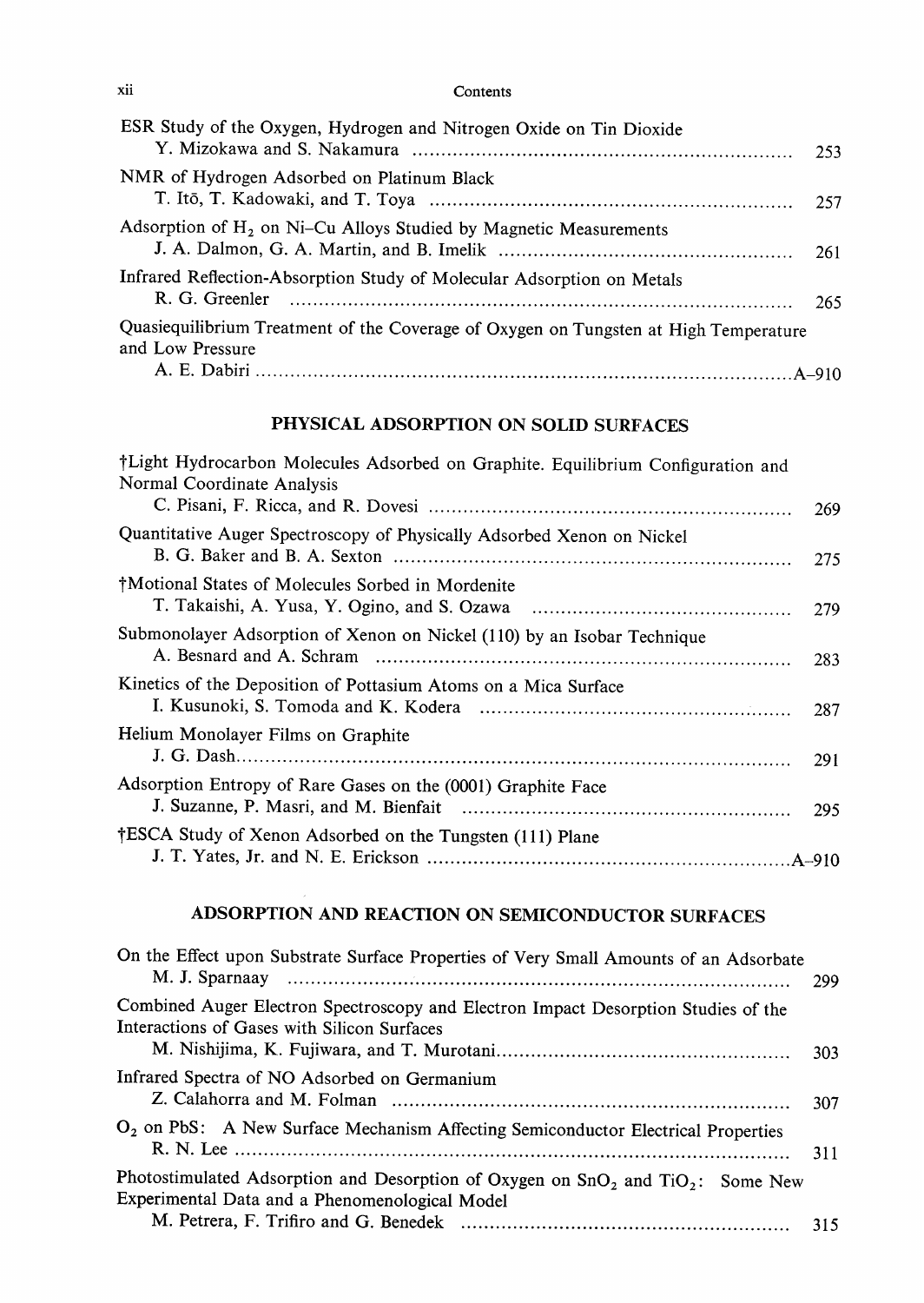ESR Study of the Oxygen, Hydrogen and Nitrogen Oxide on Tin Dioxide
Y. Mizokawa and S. Nakamura ........ 253

NMR of Hydrogen Adsorbed on Platinum Black
T. Itō, T. Kadowaki, and T. Toya ........ 257

Adsorption of $H_2$ on Ni–Cu Alloys Studied by Magnetic Measurements
J. A. Dalmon, G. A. Martin, and B. Imelik ........ 261

Infrared Reflection-Absorption Study of Molecular Adsorption on Metals
R. G. Greenler ........ 265

Quasiequilibrium Treatment of the Coverage of Oxygen on Tungsten at High Temperature and Low Pressure
A. E. Dabiri ........ A–910

## PHYSICAL ADSORPTION ON SOLID SURFACES

†Light Hydrocarbon Molecules Adsorbed on Graphite. Equilibrium Configuration and Normal Coordinate Analysis
C. Pisani, F. Ricca, and R. Dovesi ........ 269

Quantitative Auger Spectroscopy of Physically Adsorbed Xenon on Nickel
B. G. Baker and B. A. Sexton ........ 275

†Motional States of Molecules Sorbed in Mordenite
T. Takaishi, A. Yusa, Y. Ogino, and S. Ozawa ........ 279

Submonolayer Adsorption of Xenon on Nickel (110) by an Isobar Technique
A. Besnard and A. Schram ........ 283

Kinetics of the Deposition of Pottasium Atoms on a Mica Surface
I. Kusunoki, S. Tomoda and K. Kodera ........ 287

Helium Monolayer Films on Graphite
J. G. Dash ........ 291

Adsorption Entropy of Rare Gases on the (0001) Graphite Face
J. Suzanne, P. Masri, and M. Bienfait ........ 295

†ESCA Study of Xenon Adsorbed on the Tungsten (111) Plane
J. T. Yates, Jr. and N. E. Erickson ........ A–910

## ADSORPTION AND REACTION ON SEMICONDUCTOR SURFACES

On the Effect upon Substrate Surface Properties of Very Small Amounts of an Adsorbate
M. J. Sparnaay ........ 299

Combined Auger Electron Spectroscopy and Electron Impact Desorption Studies of the Interactions of Gases with Silicon Surfaces
M. Nishijima, K. Fujiwara, and T. Murotani ........ 303

Infrared Spectra of NO Adsorbed on Germanium
Z. Calahorra and M. Folman ........ 307

$O_2$ on PbS: A New Surface Mechanism Affecting Semiconductor Electrical Properties
R. N. Lee ........ 311

Photostimulated Adsorption and Desorption of Oxygen on $SnO_2$ and $TiO_2$: Some New Experimental Data and a Phenomenological Model
M. Petrera, F. Trifiro and G. Benedek ........ 315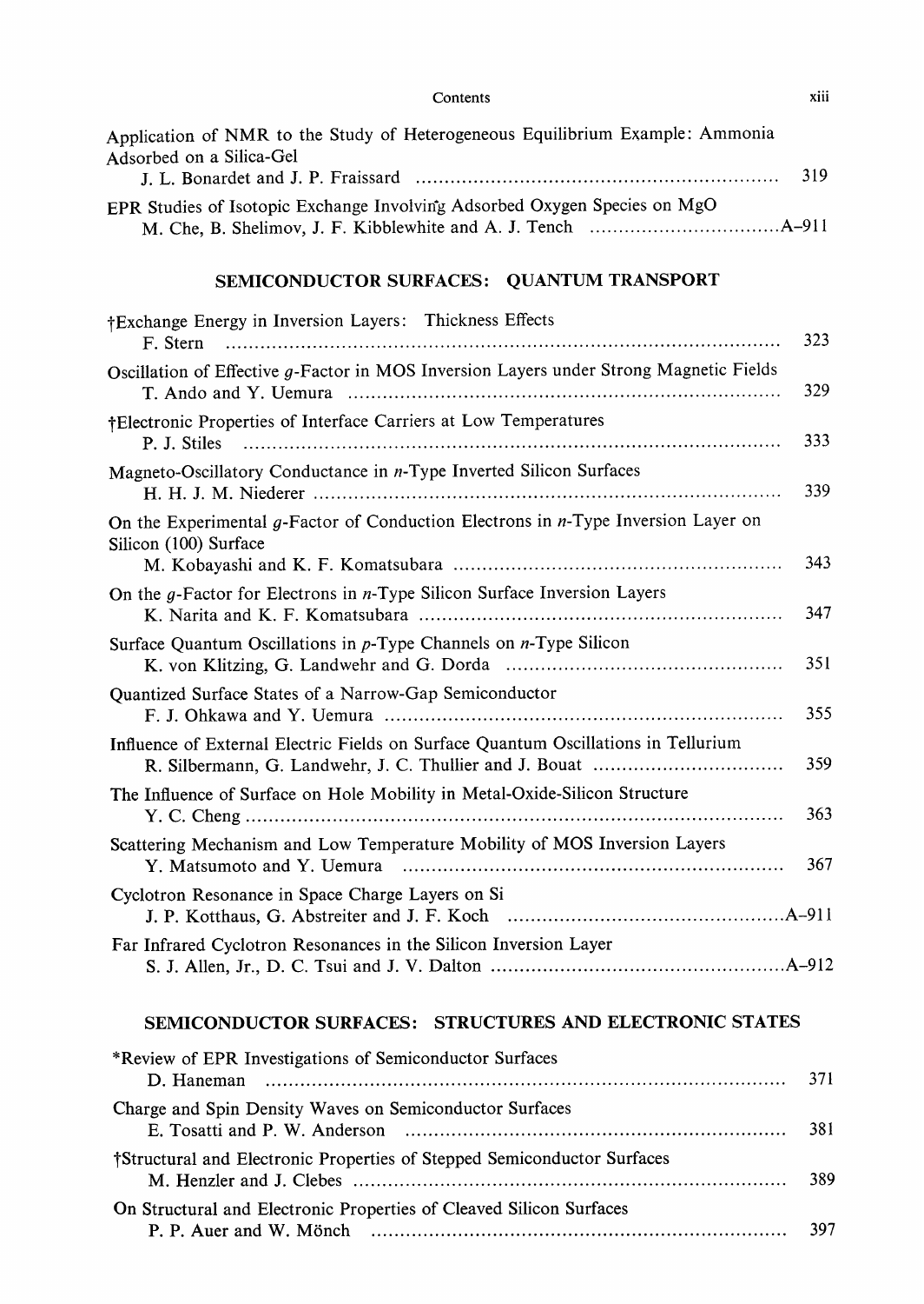Application of NMR to the Study of Heterogeneous Equilibrium Example: Ammonia Adsorbed on a Silica-Gel
J. L. Bonardet and J. P. Fraissard ........ 319

EPR Studies of Isotopic Exchange Involving Adsorbed Oxygen Species on MgO
M. Che, B. Shelimov, J. F. Kibblewhite and A. J. Tench ........ A–911

## SEMICONDUCTOR SURFACES: QUANTUM TRANSPORT

†Exchange Energy in Inversion Layers: Thickness Effects
F. Stern ........ 323

Oscillation of Effective $g$-Factor in MOS Inversion Layers under Strong Magnetic Fields
T. Ando and Y. Uemura ........ 329

†Electronic Properties of Interface Carriers at Low Temperatures
P. J. Stiles ........ 333

Magneto-Oscillatory Conductance in $n$-Type Inverted Silicon Surfaces
H. H. J. M. Niederer ........ 339

On the Experimental $g$-Factor of Conduction Electrons in $n$-Type Inversion Layer on Silicon (100) Surface
M. Kobayashi and K. F. Komatsubara ........ 343

On the $g$-Factor for Electrons in $n$-Type Silicon Surface Inversion Layers
K. Narita and K. F. Komatsubara ........ 347

Surface Quantum Oscillations in $p$-Type Channels on $n$-Type Silicon
K. von Klitzing, G. Landwehr and G. Dorda ........ 351

Quantized Surface States of a Narrow-Gap Semiconductor
F. J. Ohkawa and Y. Uemura ........ 355

Influence of External Electric Fields on Surface Quantum Oscillations in Tellurium
R. Silbermann, G. Landwehr, J. C. Thullier and J. Bouat ........ 359

The Influence of Surface on Hole Mobility in Metal-Oxide-Silicon Structure
Y. C. Cheng ........ 363

Scattering Mechanism and Low Temperature Mobility of MOS Inversion Layers
Y. Matsumoto and Y. Uemura ........ 367

Cyclotron Resonance in Space Charge Layers on Si
J. P. Kotthaus, G. Abstreiter and J. F. Koch ........ A–911

Far Infrared Cyclotron Resonances in the Silicon Inversion Layer
S. J. Allen, Jr., D. C. Tsui and J. V. Dalton ........ A–912

## SEMICONDUCTOR SURFACES: STRUCTURES AND ELECTRONIC STATES

*Review of EPR Investigations of Semiconductor Surfaces
D. Haneman ........ 371

Charge and Spin Density Waves on Semiconductor Surfaces
E. Tosatti and P. W. Anderson ........ 381

†Structural and Electronic Properties of Stepped Semiconductor Surfaces
M. Henzler and J. Clebes ........ 389

On Structural and Electronic Properties of Cleaved Silicon Surfaces
P. P. Auer and W. Mönch ........ 397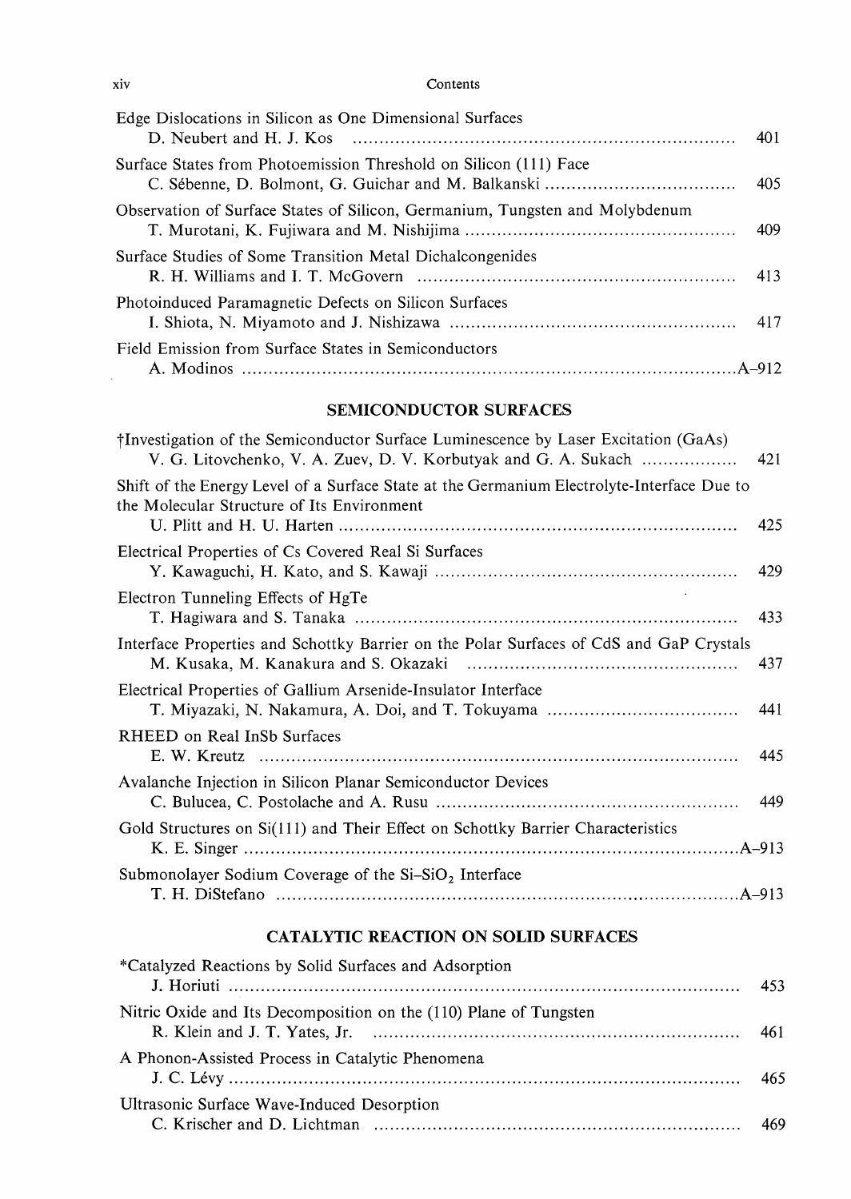Edge Dislocations in Silicon as One Dimensional Surfaces
D. Neubert and H. J. Kos ........ 401

Surface States from Photoemission Threshold on Silicon (111) Face
C. Sébenne, D. Bolmont, G. Guichar and M. Balkanski ........ 405

Observation of Surface States of Silicon, Germanium, Tungsten and Molybdenum
T. Murotani, K. Fujiwara and M. Nishijima ........ 409

Surface Studies of Some Transition Metal Dichalcongenides
R. H. Williams and I. T. McGovern ........ 413

Photoinduced Paramagnetic Defects on Silicon Surfaces
I. Shiota, N. Miyamoto and J. Nishizawa ........ 417

Field Emission from Surface States in Semiconductors
A. Modinos ........ A–912

## SEMICONDUCTOR SURFACES

†Investigation of the Semiconductor Surface Luminescence by Laser Excitation (GaAs)
V. G. Litovchenko, V. A. Zuev, D. V. Korbutyak and G. A. Sukach ........ 421

Shift of the Energy Level of a Surface State at the Germanium Electrolyte-Interface Due to the Molecular Structure of Its Environment
U. Plitt and H. U. Harten ........ 425

Electrical Properties of Cs Covered Real Si Surfaces
Y. Kawaguchi, H. Kato, and S. Kawaji ........ 429

Electron Tunneling Effects of HgTe
T. Hagiwara and S. Tanaka ........ 433

Interface Properties and Schottky Barrier on the Polar Surfaces of CdS and GaP Crystals
M. Kusaka, M. Kanakura and S. Okazaki ........ 437

Electrical Properties of Gallium Arsenide-Insulator Interface
T. Miyazaki, N. Nakamura, A. Doi, and T. Tokuyama ........ 441

RHEED on Real InSb Surfaces
E. W. Kreutz ........ 445

Avalanche Injection in Silicon Planar Semiconductor Devices
C. Bulucea, C. Postolache and A. Rusu ........ 449

Gold Structures on Si(111) and Their Effect on Schottky Barrier Characteristics
K. E. Singer ........ A–913

Submonolayer Sodium Coverage of the Si–$SiO_2$ Interface
T. H. DiStefano ........ A–913

## CATALYTIC REACTION ON SOLID SURFACES

*Catalyzed Reactions by Solid Surfaces and Adsorption
J. Horiuti ........ 453

Nitric Oxide and Its Decomposition on the (110) Plane of Tungsten
R. Klein and J. T. Yates, Jr. ........ 461

A Phonon-Assisted Process in Catalytic Phenomena
J. C. Lévy ........ 465

Ultrasonic Surface Wave-Induced Desorption
C. Krischer and D. Lichtman ........ 469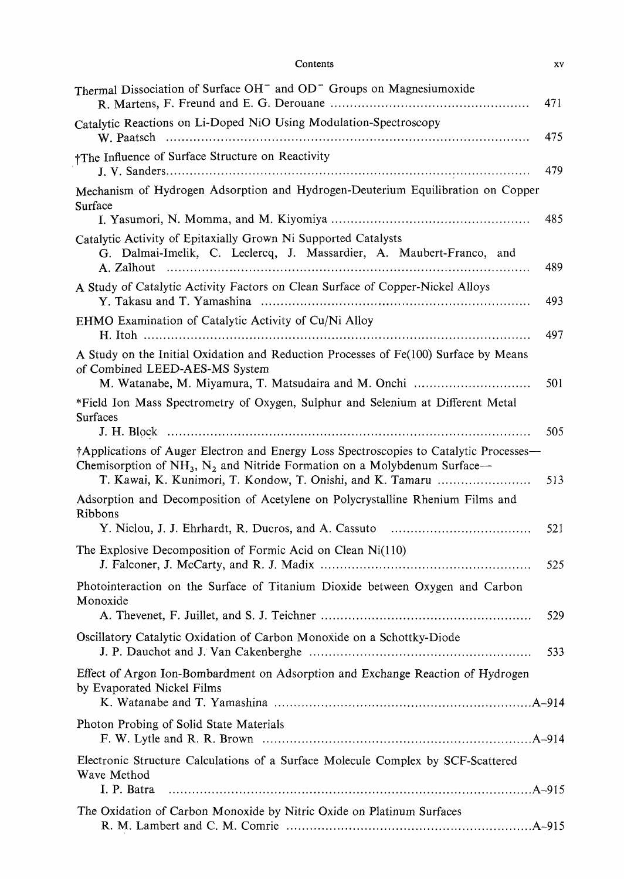Thermal Dissociation of Surface $OH^-$ and $OD^-$ Groups on Magnesiumoxide
R. Martens, F. Freund and E. G. Derouane .................................................. 471

Catalytic Reactions on Li-Doped NiO Using Modulation-Spectroscopy
W. Paatsch .................................................................................... 475

†The Influence of Surface Structure on Reactivity
J. V. Sanders.................................................................................... 479

Mechanism of Hydrogen Adsorption and Hydrogen-Deuterium Equilibration on Copper Surface
I. Yasumori, N. Momma, and M. Kiyomiya .................................................. 485

Catalytic Activity of Epitaxially Grown Ni Supported Catalysts
G. Dalmai-Imelik, C. Leclercq, J. Massardier, A. Maubert-Franco, and A. Zalhout .......................................................................................... 489

A Study of Catalytic Activity Factors on Clean Surface of Copper-Nickel Alloys
Y. Takasu and T. Yamashina ..................................................................... 493

EHMO Examination of Catalytic Activity of Cu/Ni Alloy
H. Itoh ............................................................................................. 497

A Study on the Initial Oxidation and Reduction Processes of Fe(100) Surface by Means of Combined LEED-AES-MS System
M. Watanabe, M. Miyamura, T. Matsudaira and M. Onchi ............................. 501

*Field Ion Mass Spectrometry of Oxygen, Sulphur and Selenium at Different Metal Surfaces
J. H. Block ........................................................................................ 505

†Applications of Auger Electron and Energy Loss Spectroscopies to Catalytic Processes—Chemisorption of $NH_3$, $N_2$ and Nitride Formation on a Molybdenum Surface—
T. Kawai, K. Kunimori, T. Kondow, T. Onishi, and K. Tamaru ........................ 513

Adsorption and Decomposition of Acetylene on Polycrystalline Rhenium Films and Ribbons
Y. Niclou, J. J. Ehrhardt, R. Ducros, and A. Cassuto .................................... 521

The Explosive Decomposition of Formic Acid on Clean Ni(110)
J. Falconer, J. McCarty, and R. J. Madix ..................................................... 525

Photointeraction on the Surface of Titanium Dioxide between Oxygen and Carbon Monoxide
A. Thevenet, F. Juillet, and S. J. Teichner ..................................................... 529

Oscillatory Catalytic Oxidation of Carbon Monoxide on a Schottky-Diode
J. P. Dauchot and J. Van Cakenberghe ........................................................ 533

Effect of Argon Ion-Bombardment on Adsorption and Exchange Reaction of Hydrogen by Evaporated Nickel Films
K. Watanabe and T. Yamashina .................................................................A–914

Photon Probing of Solid State Materials
F. W. Lytle and R. R. Brown ....................................................................A–914

Electronic Structure Calculations of a Surface Molecule Complex by SCF-Scattered Wave Method
I. P. Batra ..........................................................................................A–915

The Oxidation of Carbon Monoxide by Nitric Oxide on Platinum Surfaces
R. M. Lambert and C. M. Comrie ..............................................................A–915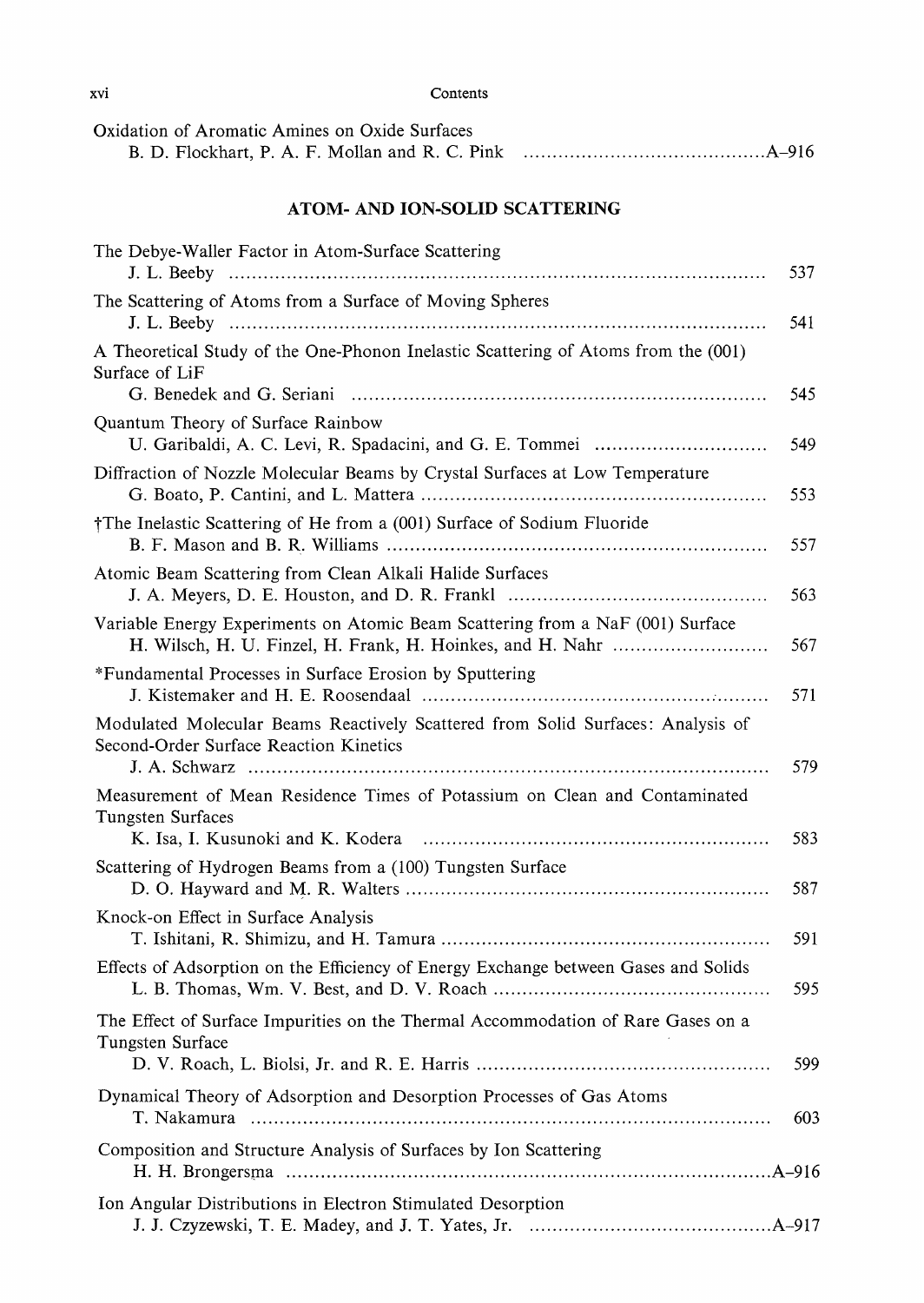Oxidation of Aromatic Amines on Oxide Surfaces
B. D. Flockhart, P. A. F. Mollan and R. C. Pink .......................................... A–916

## ATOM- AND ION-SOLID SCATTERING

The Debye-Waller Factor in Atom-Surface Scattering
J. L. Beeby .......................................... 537

The Scattering of Atoms from a Surface of Moving Spheres
J. L. Beeby .......................................... 541

A Theoretical Study of the One-Phonon Inelastic Scattering of Atoms from the (001) Surface of LiF
G. Benedek and G. Seriani .......................................... 545

Quantum Theory of Surface Rainbow
U. Garibaldi, A. C. Levi, R. Spadacini, and G. E. Tommei .......................................... 549

Diffraction of Nozzle Molecular Beams by Crystal Surfaces at Low Temperature
G. Boato, P. Cantini, and L. Mattera .......................................... 553

†The Inelastic Scattering of He from a (001) Surface of Sodium Fluoride
B. F. Mason and B. R. Williams .......................................... 557

Atomic Beam Scattering from Clean Alkali Halide Surfaces
J. A. Meyers, D. E. Houston, and D. R. Frankl .......................................... 563

Variable Energy Experiments on Atomic Beam Scattering from a NaF (001) Surface
H. Wilsch, H. U. Finzel, H. Frank, H. Hoinkes, and H. Nahr .......................................... 567

*Fundamental Processes in Surface Erosion by Sputtering
J. Kistemaker and H. E. Roosendaal .......................................... 571

Modulated Molecular Beams Reactively Scattered from Solid Surfaces: Analysis of Second-Order Surface Reaction Kinetics
J. A. Schwarz .......................................... 579

Measurement of Mean Residence Times of Potassium on Clean and Contaminated Tungsten Surfaces
K. Isa, I. Kusunoki and K. Kodera .......................................... 583

Scattering of Hydrogen Beams from a (100) Tungsten Surface
D. O. Hayward and M. R. Walters .......................................... 587

Knock-on Effect in Surface Analysis
T. Ishitani, R. Shimizu, and H. Tamura .......................................... 591

Effects of Adsorption on the Efficiency of Energy Exchange between Gases and Solids
L. B. Thomas, Wm. V. Best, and D. V. Roach .......................................... 595

The Effect of Surface Impurities on the Thermal Accommodation of Rare Gases on a Tungsten Surface
D. V. Roach, L. Biolsi, Jr. and R. E. Harris .......................................... 599

Dynamical Theory of Adsorption and Desorption Processes of Gas Atoms
T. Nakamura .......................................... 603

Composition and Structure Analysis of Surfaces by Ion Scattering
H. H. Brongersma .......................................... A–916

Ion Angular Distributions in Electron Stimulated Desorption
J. J. Czyzewski, T. E. Madey, and J. T. Yates, Jr. .......................................... A–917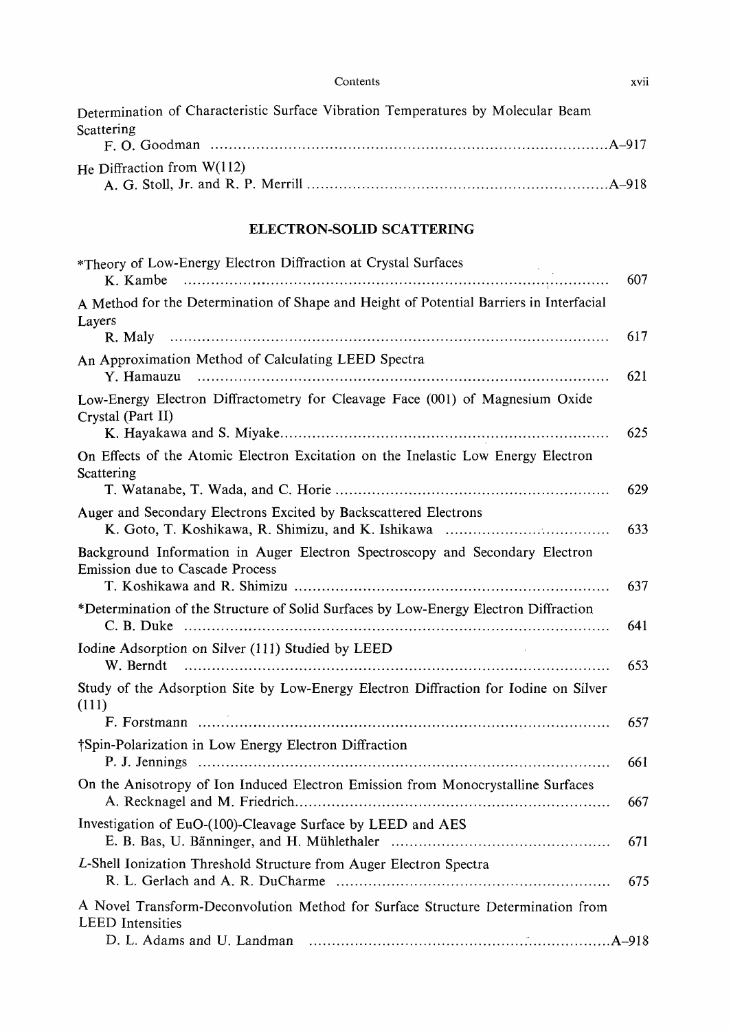Determination of Characteristic Surface Vibration Temperatures by Molecular Beam Scattering
F. O. Goodman ........ A–917

He Diffraction from W(112)
A. G. Stoll, Jr. and R. P. Merrill ........ A–918

## ELECTRON-SOLID SCATTERING

*Theory of Low-Energy Electron Diffraction at Crystal Surfaces
K. Kambe ........ 607

A Method for the Determination of Shape and Height of Potential Barriers in Interfacial Layers
R. Maly ........ 617

An Approximation Method of Calculating LEED Spectra
Y. Hamauzu ........ 621

Low-Energy Electron Diffractometry for Cleavage Face (001) of Magnesium Oxide Crystal (Part II)
K. Hayakawa and S. Miyake ........ 625

On Effects of the Atomic Electron Excitation on the Inelastic Low Energy Electron Scattering
T. Watanabe, T. Wada, and C. Horie ........ 629

Auger and Secondary Electrons Excited by Backscattered Electrons
K. Goto, T. Koshikawa, R. Shimizu, and K. Ishikawa ........ 633

Background Information in Auger Electron Spectroscopy and Secondary Electron Emission due to Cascade Process
T. Koshikawa and R. Shimizu ........ 637

*Determination of the Structure of Solid Surfaces by Low-Energy Electron Diffraction
C. B. Duke ........ 641

Iodine Adsorption on Silver (111) Studied by LEED
W. Berndt ........ 653

Study of the Adsorption Site by Low-Energy Electron Diffraction for Iodine on Silver (111)
F. Forstmann ........ 657

†Spin-Polarization in Low Energy Electron Diffraction
P. J. Jennings ........ 661

On the Anisotropy of Ion Induced Electron Emission from Monocrystalline Surfaces
A. Recknagel and M. Friedrich ........ 667

Investigation of EuO-(100)-Cleavage Surface by LEED and AES
E. B. Bas, U. Bänninger, and H. Mühlethaler ........ 671

*L*-Shell Ionization Threshold Structure from Auger Electron Spectra
R. L. Gerlach and A. R. DuCharme ........ 675

A Novel Transform-Deconvolution Method for Surface Structure Determination from LEED Intensities
D. L. Adams and U. Landman ........ A–918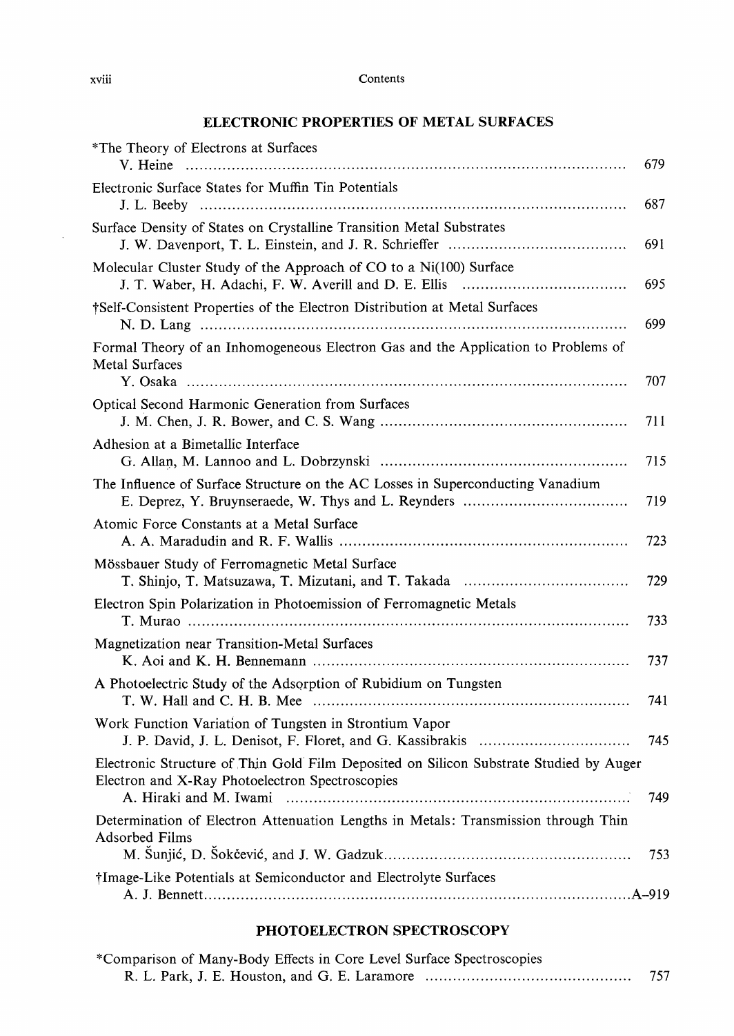## ELECTRONIC PROPERTIES OF METAL SURFACES

*The Theory of Electrons at Surfaces
V. Heine ... 679

Electronic Surface States for Muffin Tin Potentials
J. L. Beeby ... 687

Surface Density of States on Crystalline Transition Metal Substrates
J. W. Davenport, T. L. Einstein, and J. R. Schrieffer ... 691

Molecular Cluster Study of the Approach of CO to a Ni(100) Surface
J. T. Waber, H. Adachi, F. W. Averill and D. E. Ellis ... 695

†Self-Consistent Properties of the Electron Distribution at Metal Surfaces
N. D. Lang ... 699

Formal Theory of an Inhomogeneous Electron Gas and the Application to Problems of Metal Surfaces
Y. Osaka ... 707

Optical Second Harmonic Generation from Surfaces
J. M. Chen, J. R. Bower, and C. S. Wang ... 711

Adhesion at a Bimetallic Interface
G. Allan, M. Lannoo and L. Dobrzynski ... 715

The Influence of Surface Structure on the AC Losses in Superconducting Vanadium
E. Deprez, Y. Bruynseraede, W. Thys and L. Reynders ... 719

Atomic Force Constants at a Metal Surface
A. A. Maradudin and R. F. Wallis ... 723

Mössbauer Study of Ferromagnetic Metal Surface
T. Shinjo, T. Matsuzawa, T. Mizutani, and T. Takada ... 729

Electron Spin Polarization in Photoemission of Ferromagnetic Metals
T. Murao ... 733

Magnetization near Transition-Metal Surfaces
K. Aoi and K. H. Bennemann ... 737

A Photoelectric Study of the Adsorption of Rubidium on Tungsten
T. W. Hall and C. H. B. Mee ... 741

Work Function Variation of Tungsten in Strontium Vapor
J. P. David, J. L. Denisot, F. Floret, and G. Kassibrakis ... 745

Electronic Structure of Thin Gold Film Deposited on Silicon Substrate Studied by Auger Electron and X-Ray Photoelectron Spectroscopies
A. Hiraki and M. Iwami ... 749

Determination of Electron Attenuation Lengths in Metals: Transmission through Thin Adsorbed Films
M. Šunjić, D. Šokčević, and J. W. Gadzuk ... 753

†Image-Like Potentials at Semiconductor and Electrolyte Surfaces
A. J. Bennett ... A–919

## PHOTOELECTRON SPECTROSCOPY

*Comparison of Many-Body Effects in Core Level Surface Spectroscopies
R. L. Park, J. E. Houston, and G. E. Laramore ... 757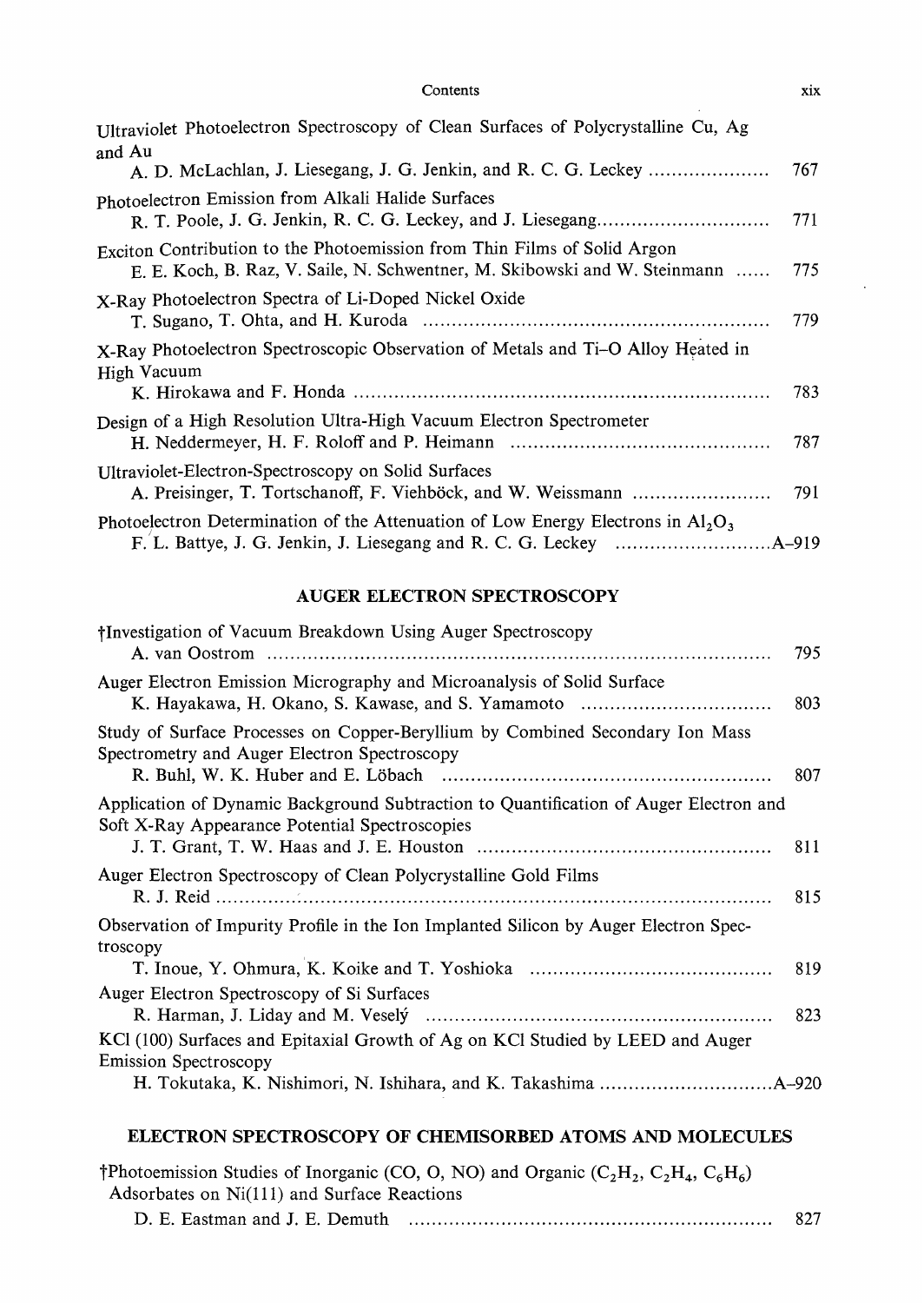Ultraviolet Photoelectron Spectroscopy of Clean Surfaces of Polycrystalline Cu, Ag and Au
A. D. McLachlan, J. Liesegang, J. G. Jenkin, and R. C. G. Leckey ..................... 767

Photoelectron Emission from Alkali Halide Surfaces
R. T. Poole, J. G. Jenkin, R. C. G. Leckey, and J. Liesegang.............................. 771

Exciton Contribution to the Photoemission from Thin Films of Solid Argon
E. E. Koch, B. Raz, V. Saile, N. Schwentner, M. Skibowski and W. Steinmann ...... 775

X-Ray Photoelectron Spectra of Li-Doped Nickel Oxide
T. Sugano, T. Ohta, and H. Kuroda ........................................................... 779

X-Ray Photoelectron Spectroscopic Observation of Metals and Ti–O Alloy Heated in High Vacuum
K. Hirokawa and F. Honda ........................................................................ 783

Design of a High Resolution Ultra-High Vacuum Electron Spectrometer
H. Neddermeyer, H. F. Roloff and P. Heimann ............................................ 787

Ultraviolet-Electron-Spectroscopy on Solid Surfaces
A. Preisinger, T. Tortschanoff, F. Viehböck, and W. Weissmann ........................ 791

Photoelectron Determination of the Attenuation of Low Energy Electrons in $Al_2O_3$
F. L. Battye, J. G. Jenkin, J. Liesegang and R. C. G. Leckey ...........................A–919

## AUGER ELECTRON SPECTROSCOPY

†Investigation of Vacuum Breakdown Using Auger Spectroscopy
A. van Oostrom ...................................................................................... 795

Auger Electron Emission Micrography and Microanalysis of Solid Surface
K. Hayakawa, H. Okano, S. Kawase, and S. Yamamoto ................................ 803

Study of Surface Processes on Copper-Beryllium by Combined Secondary Ion Mass Spectrometry and Auger Electron Spectroscopy
R. Buhl, W. K. Huber and E. Löbach ......................................................... 807

Application of Dynamic Background Subtraction to Quantification of Auger Electron and Soft X-Ray Appearance Potential Spectroscopies
J. T. Grant, T. W. Haas and J. E. Houston .................................................. 811

Auger Electron Spectroscopy of Clean Polycrystalline Gold Films
R. J. Reid ............................................................................................... 815

Observation of Impurity Profile in the Ion Implanted Silicon by Auger Electron Spectroscopy
T. Inoue, Y. Ohmura, K. Koike and T. Yoshioka ......................................... 819

Auger Electron Spectroscopy of Si Surfaces
R. Harman, J. Liday and M. Veselý ........................................................... 823

KCl (100) Surfaces and Epitaxial Growth of Ag on KCl Studied by LEED and Auger Emission Spectroscopy
H. Tokutaka, K. Nishimori, N. Ishihara, and K. Takashima ..............................A–920

## ELECTRON SPECTROSCOPY OF CHEMISORBED ATOMS AND MOLECULES

†Photoemission Studies of Inorganic (CO, O, NO) and Organic ($C_2H_2$, $C_2H_4$, $C_6H_6$) Adsorbates on Ni(111) and Surface Reactions
D. E. Eastman and J. E. Demuth .............................................................. 827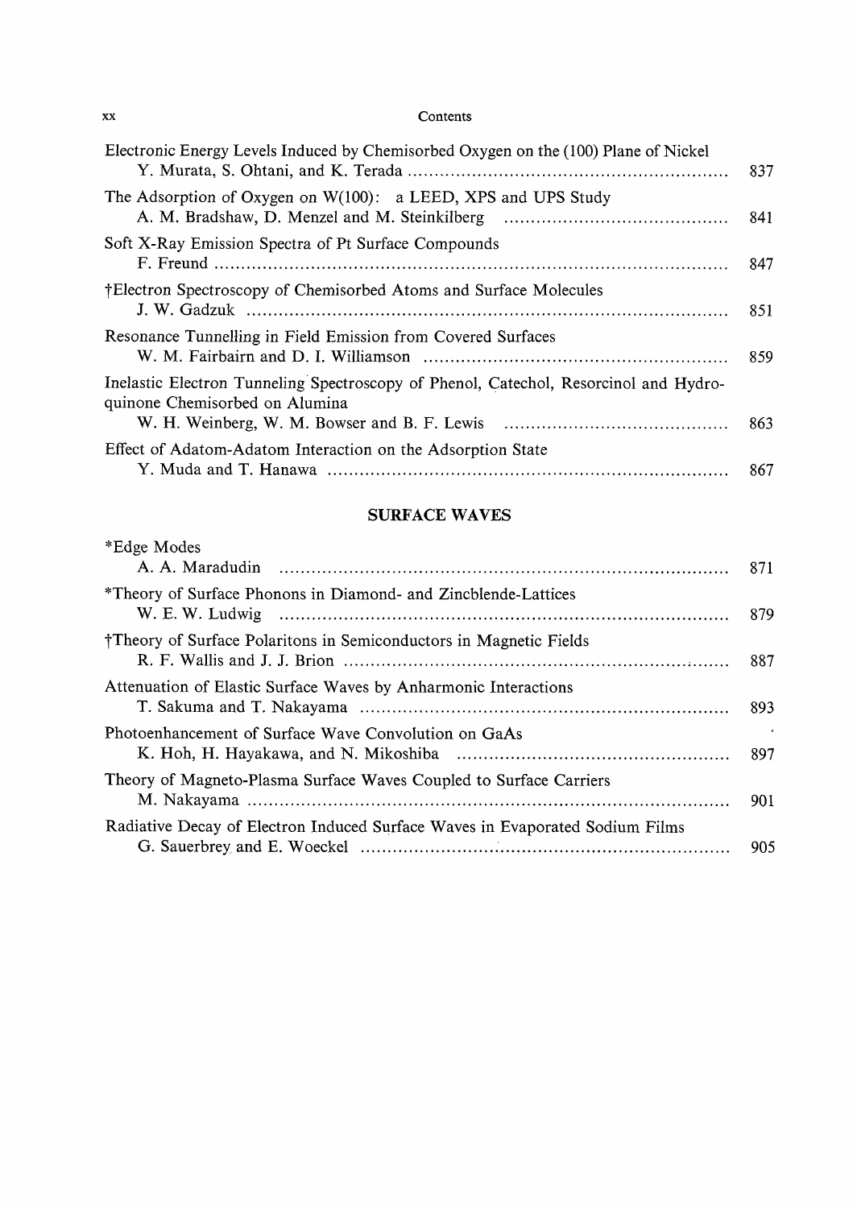Electronic Energy Levels Induced by Chemisorbed Oxygen on the (100) Plane of Nickel
Y. Murata, S. Ohtani, and K. Terada ..... 837

The Adsorption of Oxygen on W(100): a LEED, XPS and UPS Study
A. M. Bradshaw, D. Menzel and M. Steinkilberg ..... 841

Soft X-Ray Emission Spectra of Pt Surface Compounds
F. Freund ..... 847

†Electron Spectroscopy of Chemisorbed Atoms and Surface Molecules
J. W. Gadzuk ..... 851

Resonance Tunnelling in Field Emission from Covered Surfaces
W. M. Fairbairn and D. I. Williamson ..... 859

Inelastic Electron Tunneling Spectroscopy of Phenol, Catechol, Resorcinol and Hydroquinone Chemisorbed on Alumina
W. H. Weinberg, W. M. Bowser and B. F. Lewis ..... 863

Effect of Adatom-Adatom Interaction on the Adsorption State
Y. Muda and T. Hanawa ..... 867

## SURFACE WAVES

*Edge Modes
A. A. Maradudin ..... 871

*Theory of Surface Phonons in Diamond- and Zincblende-Lattices
W. E. W. Ludwig ..... 879

†Theory of Surface Polaritons in Semiconductors in Magnetic Fields
R. F. Wallis and J. J. Brion ..... 887

Attenuation of Elastic Surface Waves by Anharmonic Interactions
T. Sakuma and T. Nakayama ..... 893

Photoenhancement of Surface Wave Convolution on GaAs
K. Hoh, H. Hayakawa, and N. Mikoshiba ..... 897

Theory of Magneto-Plasma Surface Waves Coupled to Surface Carriers
M. Nakayama ..... 901

Radiative Decay of Electron Induced Surface Waves in Evaporated Sodium Films
G. Sauerbrey and E. Woeckel ..... 905